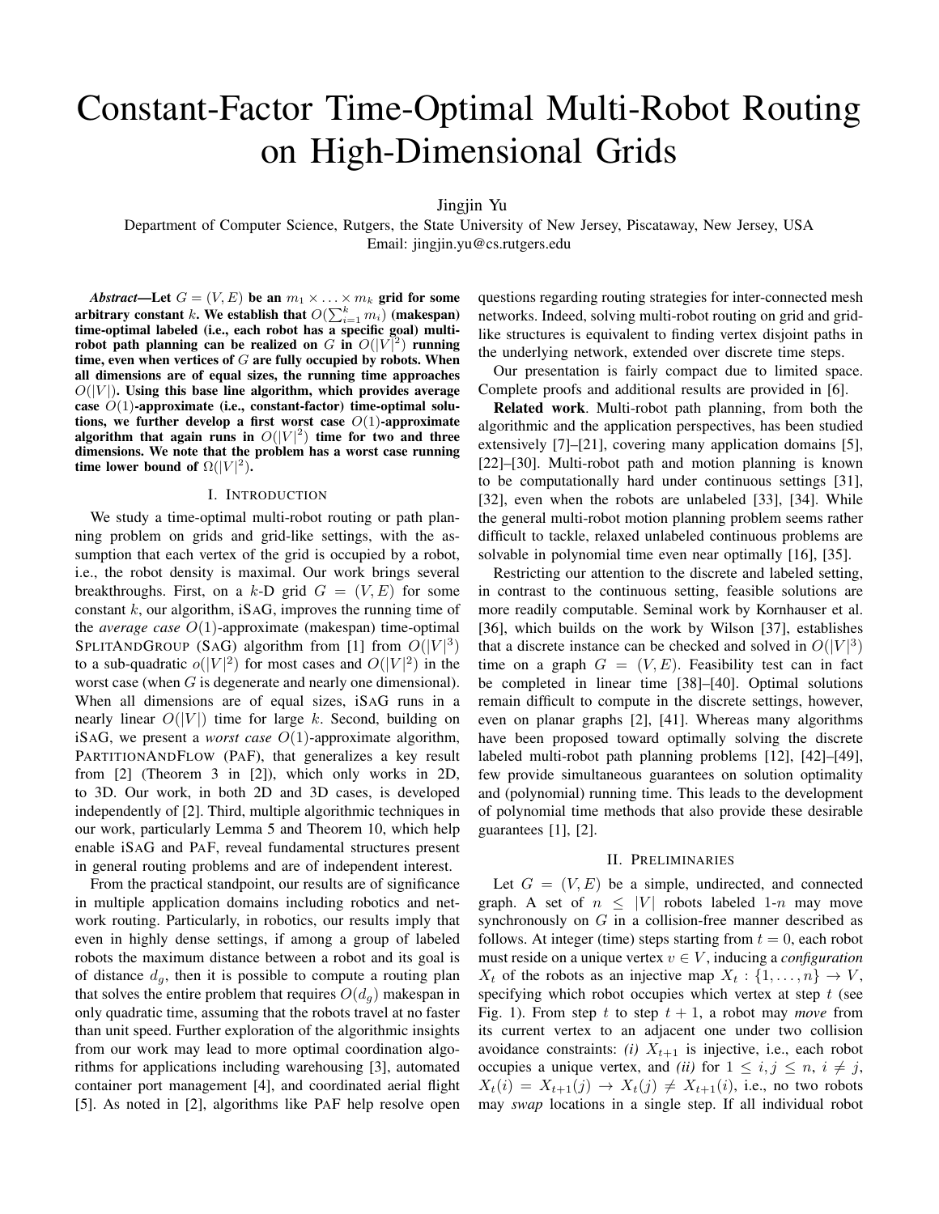# Constant-Factor Time-Optimal Multi-Robot Routing on High-Dimensional Grids

Jingjin Yu

Department of Computer Science, Rutgers, the State University of New Jersey, Piscataway, New Jersey, USA
Email: jingjin.yu@cs.rutgers.edu

***Abstract*—Let $G = (V, E)$ be an $m_1 \times \ldots \times m_k$ grid for some arbitrary constant $k$. We establish that $O(\sum_{i=1}^{k} m_i)$ (makespan) time-optimal labeled (i.e., each robot has a specific goal) multi-robot path planning can be realized on $G$ in $O(|V|^2)$ running time, even when vertices of $G$ are fully occupied by robots. When all dimensions are of equal sizes, the running time approaches $O(|V|)$. Using this base line algorithm, which provides average case $O(1)$-approximate (i.e., constant-factor) time-optimal solutions, we further develop a first worst case $O(1)$-approximate algorithm that again runs in $O(|V|^2)$ time for two and three dimensions. We note that the problem has a worst case running time lower bound of $\Omega(|V|^2)$.**

## I. Introduction

We study a time-optimal multi-robot routing or path planning problem on grids and grid-like settings, with the assumption that each vertex of the grid is occupied by a robot, i.e., the robot density is maximal. Our work brings several breakthroughs. First, on a $k$-D grid $G = (V, E)$ for some constant $k$, our algorithm, iSAG, improves the running time of the *average case* $O(1)$-approximate (makespan) time-optimal SPLITANDGROUP (SAG) algorithm from [1] from $O(|V|^3)$ to a sub-quadratic $o(|V|^2)$ for most cases and $O(|V|^2)$ in the worst case (when $G$ is degenerate and nearly one dimensional). When all dimensions are of equal sizes, iSAG runs in a nearly linear $O(|V|)$ time for large $k$. Second, building on iSAG, we present a *worst case* $O(1)$-approximate algorithm, PARTITIONANDFLOW (PAF), that generalizes a key result from [2] (Theorem 3 in [2]), which only works in 2D, to 3D. Our work, in both 2D and 3D cases, is developed independently of [2]. Third, multiple algorithmic techniques in our work, particularly Lemma 5 and Theorem 10, which help enable iSAG and PAF, reveal fundamental structures present in general routing problems and are of independent interest.

From the practical standpoint, our results are of significance in multiple application domains including robotics and network routing. Particularly, in robotics, our results imply that even in highly dense settings, if among a group of labeled robots the maximum distance between a robot and its goal is of distance $d_g$, then it is possible to compute a routing plan that solves the entire problem that requires $O(d_g)$ makespan in only quadratic time, assuming that the robots travel at no faster than unit speed. Further exploration of the algorithmic insights from our work may lead to more optimal coordination algorithms for applications including warehousing [3], automated container port management [4], and coordinated aerial flight [5]. As noted in [2], algorithms like PAF help resolve open questions regarding routing strategies for inter-connected mesh networks. Indeed, solving multi-robot routing on grid and grid-like structures is equivalent to finding vertex disjoint paths in the underlying network, extended over discrete time steps.

Our presentation is fairly compact due to limited space. Complete proofs and additional results are provided in [6].

**Related work**. Multi-robot path planning, from both the algorithmic and the application perspectives, has been studied extensively [7]–[21], covering many application domains [5], [22]–[30]. Multi-robot path and motion planning is known to be computationally hard under continuous settings [31], [32], even when the robots are unlabeled [33], [34]. While the general multi-robot motion planning problem seems rather difficult to tackle, relaxed unlabeled continuous problems are solvable in polynomial time even near optimally [16], [35].

Restricting our attention to the discrete and labeled setting, in contrast to the continuous setting, feasible solutions are more readily computable. Seminal work by Kornhauser et al. [36], which builds on the work by Wilson [37], establishes that a discrete instance can be checked and solved in $O(|V|^3)$ time on a graph $G = (V, E)$. Feasibility test can in fact be completed in linear time [38]–[40]. Optimal solutions remain difficult to compute in the discrete settings, however, even on planar graphs [2], [41]. Whereas many algorithms have been proposed toward optimally solving the discrete labeled multi-robot path planning problems [12], [42]–[49], few provide simultaneous guarantees on solution optimality and (polynomial) running time. This leads to the development of polynomial time methods that also provide these desirable guarantees [1], [2].

## II. Preliminaries

Let $G = (V, E)$ be a simple, undirected, and connected graph. A set of $n \leq |V|$ robots labeled 1-$n$ may move synchronously on $G$ in a collision-free manner described as follows. At integer (time) steps starting from $t = 0$, each robot must reside on a unique vertex $v \in V$, inducing a *configuration* $X_t$ of the robots as an injective map $X_t : \{1, \ldots, n\} \to V$, specifying which robot occupies which vertex at step $t$ (see Fig. 1). From step $t$ to step $t + 1$, a robot may *move* from its current vertex to an adjacent one under two collision avoidance constraints: *(i)* $X_{t+1}$ is injective, i.e., each robot occupies a unique vertex, and *(ii)* for $1 \leq i, j \leq n$, $i \neq j$, $X_t(i) = X_{t+1}(j) \to X_t(j) \neq X_{t+1}(i)$, i.e., no two robots may *swap* locations in a single step. If all individual robot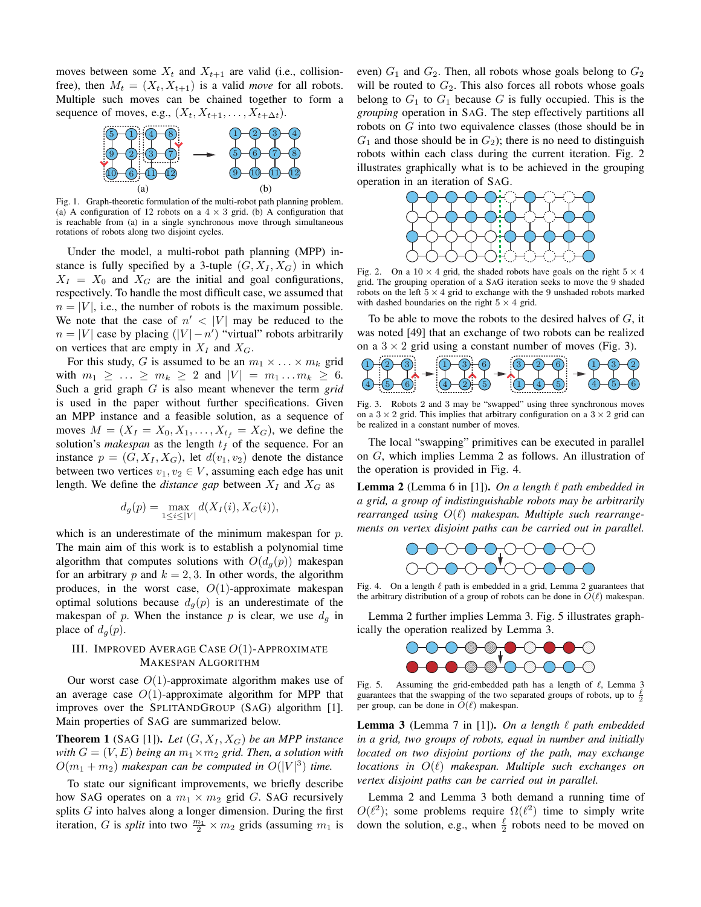moves between some $X_t$ and $X_{t+1}$ are valid (i.e., collision-free), then $M_t = (X_t, X_{t+1})$ is a valid *move* for all robots. Multiple such moves can be chained together to form a sequence of moves, e.g., $(X_t, X_{t+1}, \ldots, X_{t+\Delta t})$.

Fig. 1. Graph-theoretic formulation of the multi-robot path planning problem. (a) A configuration of 12 robots on a $4 \times 3$ grid. (b) A configuration that is reachable from (a) in a single synchronous move through simultaneous rotations of robots along two disjoint cycles.

Under the model, a multi-robot path planning (MPP) instance is fully specified by a 3-tuple $(G, X_I, X_G)$ in which $X_I = X_0$ and $X_G$ are the initial and goal configurations, respectively. To handle the most difficult case, we assumed that $n = |V|$, i.e., the number of robots is the maximum possible. We note that the case of $n' < |V|$ may be reduced to the $n = |V|$ case by placing $(|V| - n')$ "virtual" robots arbitrarily on vertices that are empty in $X_I$ and $X_G$.

For this study, $G$ is assumed to be an $m_1 \times \ldots \times m_k$ grid with $m_1 \geq \ldots \geq m_k \geq 2$ and $|V| = m_1 \ldots m_k \geq 6$. Such a grid graph $G$ is also meant whenever the term *grid* is used in the paper without further specifications. Given an MPP instance and a feasible solution, as a sequence of moves $M = (X_I = X_0, X_1, \ldots, X_{t_f} = X_G)$, we define the solution's *makespan* as the length $t_f$ of the sequence. For an instance $p = (G, X_I, X_G)$, let $d(v_1, v_2)$ denote the distance between two vertices $v_1, v_2 \in V$, assuming each edge has unit length. We define the *distance gap* between $X_I$ and $X_G$ as

$$d_g(p) = \max_{1 \leq i \leq |V|} d(X_I(i), X_G(i)),$$

which is an underestimate of the minimum makespan for $p$. The main aim of this work is to establish a polynomial time algorithm that computes solutions with $O(d_g(p))$ makespan for an arbitrary $p$ and $k = 2, 3$. In other words, the algorithm produces, in the worst case, $O(1)$-approximate makespan optimal solutions because $d_g(p)$ is an underestimate of the makespan of $p$. When the instance $p$ is clear, we use $d_g$ in place of $d_g(p)$.

## III. Improved Average Case $O(1)$-Approximate Makespan Algorithm

Our worst case $O(1)$-approximate algorithm makes use of an average case $O(1)$-approximate algorithm for MPP that improves over the SplitAndGroup (SaG) algorithm [1]. Main properties of SaG are summarized below.

**Theorem 1** (SaG [1]). *Let $(G, X_I, X_G)$ be an MPP instance with $G = (V, E)$ being an $m_1 \times m_2$ grid. Then, a solution with $O(m_1 + m_2)$ makespan can be computed in $O(|V|^3)$ time.*

To state our significant improvements, we briefly describe how SaG operates on a $m_1 \times m_2$ grid $G$. SaG recursively splits $G$ into halves along a longer dimension. During the first iteration, $G$ is *split* into two $\frac{m_1}{2} \times m_2$ grids (assuming $m_1$ is even) $G_1$ and $G_2$. Then, all robots whose goals belong to $G_2$ will be routed to $G_2$. This also forces all robots whose goals belong to $G_1$ to $G_1$ because $G$ is fully occupied. This is the *grouping* operation in SaG. The step effectively partitions all robots on $G$ into two equivalence classes (those should be in $G_1$ and those should be in $G_2$); there is no need to distinguish robots within each class during the current iteration. Fig. 2 illustrates graphically what is to be achieved in the grouping operation in an iteration of SaG.

Fig. 2. On a $10 \times 4$ grid, the shaded robots have goals on the right $5 \times 4$ grid. The grouping operation of a SaG iteration seeks to move the 9 shaded robots on the left $5 \times 4$ grid to exchange with the 9 unshaded robots marked with dashed boundaries on the right $5 \times 4$ grid.

To be able to move the robots to the desired halves of $G$, it was noted [49] that an exchange of two robots can be realized on a $3 \times 2$ grid using a constant number of moves (Fig. 3).

Fig. 3. Robots 2 and 3 may be "swapped" using three synchronous moves on a $3 \times 2$ grid. This implies that arbitrary configuration on a $3 \times 2$ grid can be realized in a constant number of moves.

The local "swapping" primitives can be executed in parallel on $G$, which implies Lemma 2 as follows. An illustration of the operation is provided in Fig. 4.

**Lemma 2** (Lemma 6 in [1]). *On a length $\ell$ path embedded in a grid, a group of indistinguishable robots may be arbitrarily rearranged using $O(\ell)$ makespan. Multiple such rearrangements on vertex disjoint paths can be carried out in parallel.*

Fig. 4. On a length $\ell$ path is embedded in a grid, Lemma 2 guarantees that the arbitrary distribution of a group of robots can be done in $O(\ell)$ makespan.

Lemma 2 further implies Lemma 3. Fig. 5 illustrates graphically the operation realized by Lemma 3.

Fig. 5. Assuming the grid-embedded path has a length of $\ell$, Lemma 3 guarantees that the swapping of the two separated groups of robots, up to $\frac{\ell}{2}$ per group, can be done in $O(\ell)$ makespan.

**Lemma 3** (Lemma 7 in [1]). *On a length $\ell$ path embedded in a grid, two groups of robots, equal in number and initially located on two disjoint portions of the path, may exchange locations in $O(\ell)$ makespan. Multiple such exchanges on vertex disjoint paths can be carried out in parallel.*

Lemma 2 and Lemma 3 both demand a running time of $O(\ell^2)$; some problems require $\Omega(\ell^2)$ time to simply write down the solution, e.g., when $\frac{\ell}{2}$ robots need to be moved on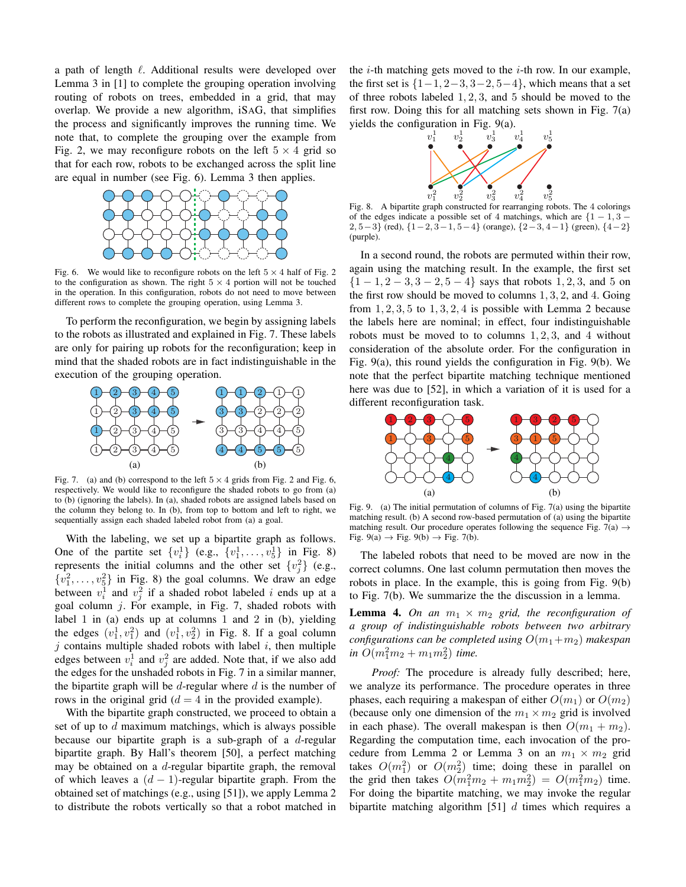a path of length $\ell$. Additional results were developed over Lemma 3 in [1] to complete the grouping operation involving routing of robots on trees, embedded in a grid, that may overlap. We provide a new algorithm, iSAG, that simplifies the process and significantly improves the running time. We note that, to complete the grouping over the example from Fig. 2, we may reconfigure robots on the left $5 \times 4$ grid so that for each row, robots to be exchanged across the split line are equal in number (see Fig. 6). Lemma 3 then applies.

Fig. 6. We would like to reconfigure robots on the left $5 \times 4$ half of Fig. 2 to the configuration as shown. The right $5 \times 4$ portion will not be touched in the operation. In this configuration, robots do not need to move between different rows to complete the grouping operation, using Lemma 3.

To perform the reconfiguration, we begin by assigning labels to the robots as illustrated and explained in Fig. 7. These labels are only for pairing up robots for the reconfiguration; keep in mind that the shaded robots are in fact indistinguishable in the execution of the grouping operation.

Fig. 7. (a) and (b) correspond to the left $5 \times 4$ grids from Fig. 2 and Fig. 6, respectively. We would like to reconfigure the shaded robots to go from (a) to (b) (ignoring the labels). In (a), shaded robots are assigned labels based on the column they belong to. In (b), from top to bottom and left to right, we sequentially assign each shaded labeled robot from (a) a goal.

With the labeling, we set up a bipartite graph as follows. One of the partite set $\{v^1_i\}$ (e.g., $\{v^1_1, \ldots, v^1_5\}$ in Fig. 8) represents the initial columns and the other set $\{v^2_j\}$ (e.g., $\{v^2_1, \ldots, v^2_5\}$ in Fig. 8) the goal columns. We draw an edge between $v^1_i$ and $v^2_j$ if a shaded robot labeled $i$ ends up at a goal column $j$. For example, in Fig. 7, shaded robots with label 1 in (a) ends up at columns 1 and 2 in (b), yielding the edges $(v^1_1, v^2_1)$ and $(v^1_1, v^2_2)$ in Fig. 8. If a goal column $j$ contains multiple shaded robots with label $i$, then multiple edges between $v^1_i$ and $v^2_j$ are added. Note that, if we also add the edges for the unshaded robots in Fig. 7 in a similar manner, the bipartite graph will be $d$-regular where $d$ is the number of rows in the original grid ($d = 4$ in the provided example).

With the bipartite graph constructed, we proceed to obtain a set of up to $d$ maximum matchings, which is always possible because our bipartite graph is a sub-graph of a $d$-regular bipartite graph. By Hall's theorem [50], a perfect matching may be obtained on a $d$-regular bipartite graph, the removal of which leaves a $(d-1)$-regular bipartite graph. From the obtained set of matchings (e.g., using [51]), we apply Lemma 2 to distribute the robots vertically so that a robot matched in the $i$-th matching gets moved to the $i$-th row. In our example, the first set is $\{1-1, 2-3, 3-2, 5-4\}$, which means that a set of three robots labeled $1, 2, 3$, and $5$ should be moved to the first row. Doing this for all matching sets shown in Fig. 7(a) yields the configuration in Fig. 9(a).

Fig. 8. A bipartite graph constructed for rearranging robots. The 4 colorings of the edges indicate a possible set of 4 matchings, which are $\{1-1, 3-2, 5-3\}$ (red), $\{1-2, 3-1, 5-4\}$ (orange), $\{2-3, 4-1\}$ (green), $\{4-2\}$ (purple).

In a second round, the robots are permuted within their row, again using the matching result. In the example, the first set $\{1-1, 2-3, 3-2, 5-4\}$ says that robots $1, 2, 3$, and $5$ on the first row should be moved to columns $1, 3, 2$, and $4$. Going from $1, 2, 3, 5$ to $1, 3, 2, 4$ is possible with Lemma 2 because the labels here are nominal; in effect, four indistinguishable robots must be moved to to columns $1, 2, 3$, and $4$ without consideration of the absolute order. For the configuration in Fig. 9(a), this round yields the configuration in Fig. 9(b). We note that the perfect bipartite matching technique mentioned here was due to [52], in which a variation of it is used for a different reconfiguration task.

Fig. 9. (a) The initial permutation of columns of Fig. 7(a) using the bipartite matching result. (b) A second row-based permutation of (a) using the bipartite matching result. Our procedure operates following the sequence Fig. 7(a) → Fig. 9(a) → Fig. 9(b) → Fig. 7(b).

The labeled robots that need to be moved are now in the correct columns. One last column permutation then moves the robots in place. In the example, this is going from Fig. 9(b) to Fig. 7(b). We summarize the the discussion in a lemma.

**Lemma 4.** *On an $m_1 \times m_2$ grid, the reconfiguration of a group of indistinguishable robots between two arbitrary configurations can be completed using $O(m_1+m_2)$ makespan in $O(m_1^2 m_2 + m_1 m_2^2)$ time.*

*Proof:* The procedure is already fully described; here, we analyze its performance. The procedure operates in three phases, each requiring a makespan of either $O(m_1)$ or $O(m_2)$ (because only one dimension of the $m_1 \times m_2$ grid is involved in each phase). The overall makespan is then $O(m_1 + m_2)$. Regarding the computation time, each invocation of the procedure from Lemma 2 or Lemma 3 on an $m_1 \times m_2$ grid takes $O(m_1^2)$ or $O(m_2^2)$ time; doing these in parallel on the grid then takes $O(m_1^2 m_2 + m_1 m_2^2) = O(m_1^2 m_2)$ time. For doing the bipartite matching, we may invoke the regular bipartite matching algorithm [51] $d$ times which requires a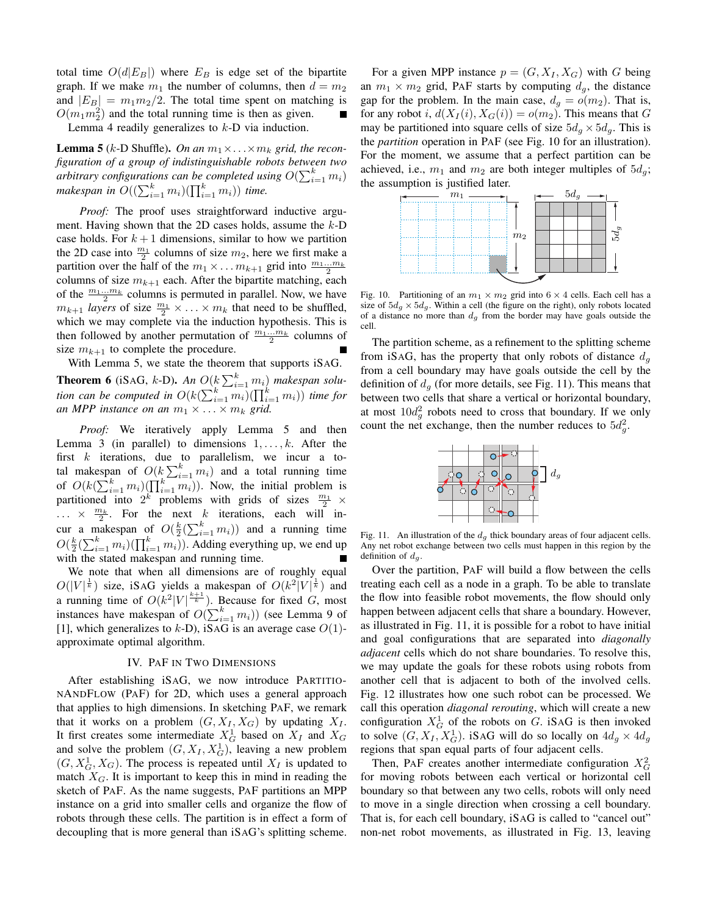total time $O(d|E_B|)$ where $E_B$ is edge set of the bipartite graph. If we make $m_1$ the number of columns, then $d = m_2$ and $|E_B| = m_1 m_2/2$. The total time spent on matching is $O(m_1 m_2^2)$ and the total running time is then as given. ■

Lemma 4 readily generalizes to $k$-D via induction.

**Lemma 5** ($k$-D Shuffle). *On an $m_1 \times \ldots \times m_k$ grid, the reconfiguration of a group of indistinguishable robots between two arbitrary configurations can be completed using $O(\sum_{i=1}^{k} m_i)$ makespan in $O((\sum_{i=1}^{k} m_i)(\prod_{i=1}^{k} m_i))$ time.*

*Proof:* The proof uses straightforward inductive argument. Having shown that the 2D cases holds, assume the $k$-D case holds. For $k+1$ dimensions, similar to how we partition the 2D case into $\frac{m_1}{2}$ columns of size $m_2$, here we first make a partition over the half of the $m_1 \times \ldots m_{k+1}$ grid into $\frac{m_1 \ldots m_k}{2}$ columns of size $m_{k+1}$ each. After the bipartite matching, each of the $\frac{m_1 \ldots m_k}{2}$ columns is permuted in parallel. Now, we have $m_{k+1}$ *layers* of size $\frac{m_1}{2} \times \ldots \times m_k$ that need to be shuffled, which we may complete via the induction hypothesis. This is then followed by another permutation of $\frac{m_1 \ldots m_k}{2}$ columns of size $m_{k+1}$ to complete the procedure. ■

With Lemma 5, we state the theorem that supports iSAG.

**Theorem 6** (iSAG, $k$-D). *An $O(k \sum_{i=1}^{k} m_i)$ makespan solution can be computed in $O(k(\sum_{i=1}^{k} m_i)(\prod_{i=1}^{k} m_i))$ time for an MPP instance on an $m_1 \times \ldots \times m_k$ grid.*

*Proof:* We iteratively apply Lemma 5 and then Lemma 3 (in parallel) to dimensions $1, \ldots, k$. After the first $k$ iterations, due to parallelism, we incur a total makespan of $O(k \sum_{i=1}^{k} m_i)$ and a total running time of $O(k(\sum_{i=1}^{k} m_i)(\prod_{i=1}^{k} m_i))$. Now, the initial problem is partitioned into $2^k$ problems with grids of sizes $\frac{m_1}{2} \times \ldots \times \frac{m_k}{2}$. For the next $k$ iterations, each will incur a makespan of $O(\frac{k}{2}(\sum_{i=1}^{k} m_i))$ and a running time $O(\frac{k}{2}(\sum_{i=1}^{k} m_i)(\prod_{i=1}^{k} m_i))$. Adding everything up, we end up with the stated makespan and running time. ■

We note that when all dimensions are of roughly equal $O(|V|^{\frac{1}{k}})$ size, iSAG yields a makespan of $O(k^2|V|^{\frac{1}{k}})$ and a running time of $O(k^2|V|^{\frac{k+1}{k}})$. Because for fixed $G$, most instances have makespan of $O(\sum_{i=1}^{k} m_i)$ (see Lemma 9 of [1], which generalizes to $k$-D), iSAG is an average case $O(1)$-approximate optimal algorithm.

## IV. PaF in Two Dimensions

After establishing iSAG, we now introduce PartitionAndFlow (PaF) for 2D, which uses a general approach that applies to high dimensions. In sketching PaF, we remark that it works on a problem $(G, X_I, X_G)$ by updating $X_I$. It first creates some intermediate $X_G^1$ based on $X_I$ and $X_G$ and solve the problem $(G, X_I, X_G^1)$, leaving a new problem $(G, X_G^1, X_G)$. The process is repeated until $X_I$ is updated to match $X_G$. It is important to keep this in mind in reading the sketch of PaF. As the name suggests, PaF partitions an MPP instance on a grid into smaller cells and organize the flow of robots through these cells. The partition is in effect a form of decoupling that is more general than iSAG's splitting scheme.

For a given MPP instance $p = (G, X_I, X_G)$ with $G$ being an $m_1 \times m_2$ grid, PaF starts by computing $d_g$, the distance gap for the problem. In the main case, $d_g = o(m_2)$. That is, for any robot $i$, $d(X_I(i), X_G(i)) = o(m_2)$. This means that $G$ may be partitioned into square cells of size $5d_g \times 5d_g$. This is the *partition* operation in PaF (see Fig. 10 for an illustration). For the moment, we assume that a perfect partition can be achieved, i.e., $m_1$ and $m_2$ are both integer multiples of $5d_g$; the assumption is justified later.

Fig. 10. Partitioning of an $m_1 \times m_2$ grid into $6 \times 4$ cells. Each cell has a size of $5d_g \times 5d_g$. Within a cell (the figure on the right), only robots located of a distance no more than $d_g$ from the border may have goals outside the cell.

The partition scheme, as a refinement to the splitting scheme from iSAG, has the property that only robots of distance $d_g$ from a cell boundary may have goals outside the cell by the definition of $d_g$ (for more details, see Fig. 11). This means that between two cells that share a vertical or horizontal boundary, at most $10d_g^2$ robots need to cross that boundary. If we only count the net exchange, then the number reduces to $5d_g^2$.

Fig. 11. An illustration of the $d_g$ thick boundary areas of four adjacent cells. Any net robot exchange between two cells must happen in this region by the definition of $d_g$.

Over the partition, PaF will build a flow between the cells treating each cell as a node in a graph. To be able to translate the flow into feasible robot movements, the flow should only happen between adjacent cells that share a boundary. However, as illustrated in Fig. 11, it is possible for a robot to have initial and goal configurations that are separated into *diagonally adjacent* cells which do not share boundaries. To resolve this, we may update the goals for these robots using robots from another cell that is adjacent to both of the involved cells. Fig. 12 illustrates how one such robot can be processed. We call this operation *diagonal rerouting*, which will create a new configuration $X_G^1$ of the robots on $G$. iSAG is then invoked to solve $(G, X_I, X_G^1)$. iSAG will do so locally on $4d_g \times 4d_g$ regions that span equal parts of four adjacent cells.

Then, PaF creates another intermediate configuration $X_G^2$ for moving robots between each vertical or horizontal cell boundary so that between any two cells, robots will only need to move in a single direction when crossing a cell boundary. That is, for each cell boundary, iSAG is called to "cancel out" non-net robot movements, as illustrated in Fig. 13, leaving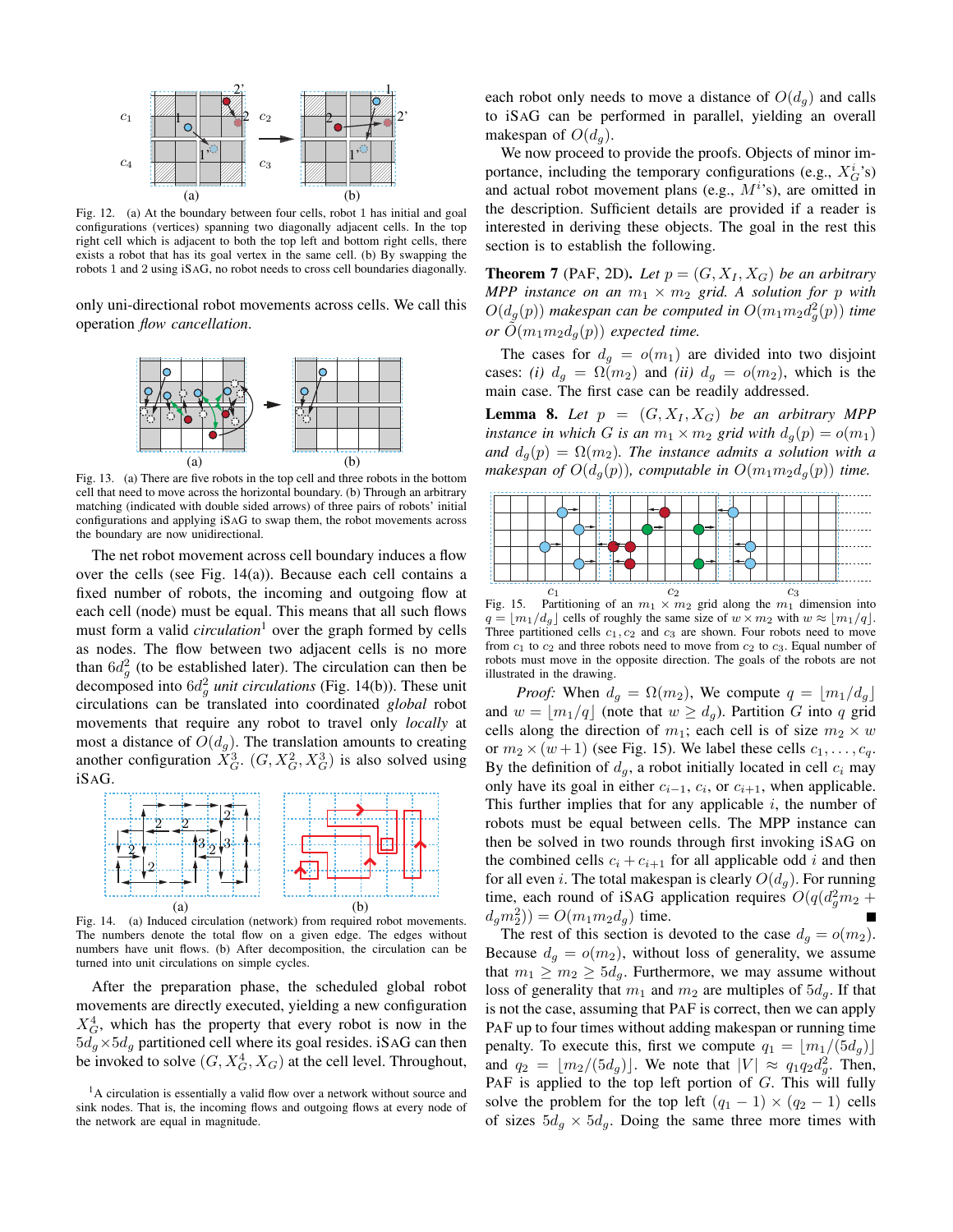Fig. 12. (a) At the boundary between four cells, robot 1 has initial and goal configurations (vertices) spanning two diagonally adjacent cells. In the top right cell which is adjacent to both the top left and bottom right cells, there exists a robot that has its goal vertex in the same cell. (b) By swapping the robots 1 and 2 using iSAG, no robot needs to cross cell boundaries diagonally.

only uni-directional robot movements across cells. We call this operation *flow cancellation*.

Fig. 13. (a) There are five robots in the top cell and three robots in the bottom cell that need to move across the horizontal boundary. (b) Through an arbitrary matching (indicated with double sided arrows) of three pairs of robots' initial configurations and applying iSAG to swap them, the robot movements across the boundary are now unidirectional.

The net robot movement across cell boundary induces a flow over the cells (see Fig. 14(a)). Because each cell contains a fixed number of robots, the incoming and outgoing flow at each cell (node) must be equal. This means that all such flows must form a valid *circulation*[1] over the graph formed by cells as nodes. The flow between two adjacent cells is no more than $6d_g^2$ (to be established later). The circulation can then be decomposed into $6d_g^2$ *unit circulations* (Fig. 14(b)). These unit circulations can be translated into coordinated *global* robot movements that require any robot to travel only *locally* at most a distance of $O(d_g)$. The translation amounts to creating another configuration $X_G^3$. $(G, X_G^2, X_G^3)$ is also solved using iSAG.

Fig. 14. (a) Induced circulation (network) from required robot movements. The numbers denote the total flow on a given edge. The edges without numbers have unit flows. (b) After decomposition, the circulation can be turned into unit circulations on simple cycles.

After the preparation phase, the scheduled global robot movements are directly executed, yielding a new configuration $X_G^4$, which has the property that every robot is now in the $5d_g \times 5d_g$ partitioned cell where its goal resides. iSAG can then be invoked to solve $(G, X_G^4, X_G)$ at the cell level. Throughout, each robot only needs to move a distance of $O(d_g)$ and calls to iSAG can be performed in parallel, yielding an overall makespan of $O(d_g)$.

[1]A circulation is essentially a valid flow over a network without source and sink nodes. That is, the incoming flows and outgoing flows at every node of the network are equal in magnitude.

We now proceed to provide the proofs. Objects of minor importance, including the temporary configurations (e.g., $X_G^i$'s) and actual robot movement plans (e.g., $M^i$'s), are omitted in the description. Sufficient details are provided if a reader is interested in deriving these objects. The goal in the rest this section is to establish the following.

**Theorem 7** (PAF, 2D). *Let $p = (G, X_I, X_G)$ be an arbitrary MPP instance on an $m_1 \times m_2$ grid. A solution for $p$ with $O(d_g(p))$ makespan can be computed in $O(m_1 m_2 d_g^2(p))$ time or $\tilde{O}(m_1 m_2 d_g(p))$ expected time.*

The cases for $d_g = o(m_1)$ are divided into two disjoint cases: *(i)* $d_g = \Omega(m_2)$ and *(ii)* $d_g = o(m_2)$, which is the main case. The first case can be readily addressed.

**Lemma 8.** *Let $p = (G, X_I, X_G)$ be an arbitrary MPP instance in which $G$ is an $m_1 \times m_2$ grid with $d_g(p) = o(m_1)$ and $d_g(p) = \Omega(m_2)$. The instance admits a solution with a makespan of $O(d_g(p))$, computable in $O(m_1 m_2 d_g(p))$ time.*

Fig. 15. Partitioning of an $m_1 \times m_2$ grid along the $m_1$ dimension into $q = \lfloor m_1/d_g \rfloor$ cells of roughly the same size of $w \times m_2$ with $w \approx \lfloor m_1/q \rfloor$. Three partitioned cells $c_1, c_2$ and $c_3$ are shown. Four robots need to move from $c_1$ to $c_2$ and three robots need to move from $c_2$ to $c_3$. Equal number of robots must move in the opposite direction. The goals of the robots are not illustrated in the drawing.

*Proof:* When $d_g = \Omega(m_2)$, We compute $q = \lfloor m_1/d_g \rfloor$ and $w = \lfloor m_1/q \rfloor$ (note that $w \geq d_g$). Partition $G$ into $q$ grid cells along the direction of $m_1$; each cell is of size $m_2 \times w$ or $m_2 \times (w+1)$ (see Fig. 15). We label these cells $c_1, \ldots, c_q$. By the definition of $d_g$, a robot initially located in cell $c_i$ may only have its goal in either $c_{i-1}$, $c_i$, or $c_{i+1}$, when applicable. This further implies that for any applicable $i$, the number of robots must be equal between cells. The MPP instance can then be solved in two rounds through first invoking iSAG on the combined cells $c_i + c_{i+1}$ for all applicable odd $i$ and then for all even $i$. The total makespan is clearly $O(d_g)$. For running time, each round of iSAG application requires $O(q(d_g^2 m_2 + d_g m_2^2)) = O(m_1 m_2 d_g)$ time. ■

The rest of this section is devoted to the case $d_g = o(m_2)$. Because $d_g = o(m_2)$, without loss of generality, we assume that $m_1 \geq m_2 \geq 5d_g$. Furthermore, we may assume without loss of generality that $m_1$ and $m_2$ are multiples of $5d_g$. If that is not the case, assuming that PAF is correct, then we can apply PAF up to four times without adding makespan or running time penalty. To execute this, first we compute $q_1 = \lfloor m_1/(5d_g) \rfloor$ and $q_2 = \lfloor m_2/(5d_g) \rfloor$. We note that $|V| \approx q_1 q_2 d_g^2$. Then, PAF is applied to the top left portion of $G$. This will fully solve the problem for the top left $(q_1 - 1) \times (q_2 - 1)$ cells of sizes $5d_g \times 5d_g$. Doing the same three more times with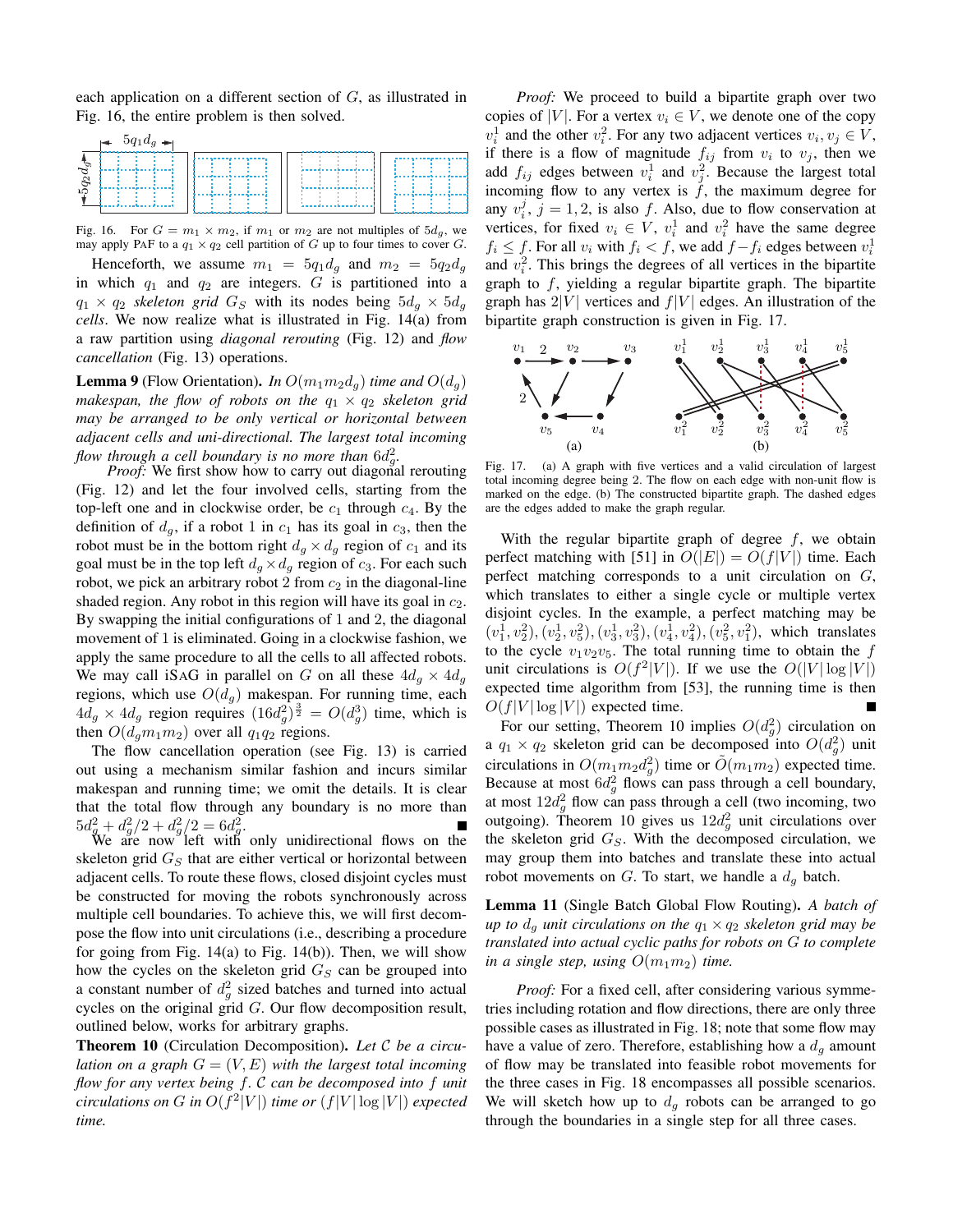each application on a different section of $G$, as illustrated in Fig. 16, the entire problem is then solved.

Fig. 16. For $G = m_1 \times m_2$, if $m_1$ or $m_2$ are not multiples of $5d_g$, we may apply PAF to a $q_1 \times q_2$ cell partition of $G$ up to four times to cover $G$.

Henceforth, we assume $m_1 = 5q_1d_g$ and $m_2 = 5q_2d_g$ in which $q_1$ and $q_2$ are integers. $G$ is partitioned into a $q_1 \times q_2$ *skeleton grid* $G_S$ with its nodes being $5d_g \times 5d_g$ *cells*. We now realize what is illustrated in Fig. 14(a) from a raw partition using *diagonal rerouting* (Fig. 12) and *flow cancellation* (Fig. 13) operations.

**Lemma 9** (Flow Orientation). *In $O(m_1m_2d_g)$ time and $O(d_g)$ makespan, the flow of robots on the $q_1 \times q_2$ skeleton grid may be arranged to be only vertical or horizontal between adjacent cells and uni-directional. The largest total incoming flow through a cell boundary is no more than $6d_g^2$.*

*Proof:* We first show how to carry out diagonal rerouting (Fig. 12) and let the four involved cells, starting from the top-left one and in clockwise order, be $c_1$ through $c_4$. By the definition of $d_g$, if a robot 1 in $c_1$ has its goal in $c_3$, then the robot must be in the bottom right $d_g \times d_g$ region of $c_1$ and its goal must be in the top left $d_g \times d_g$ region of $c_3$. For each such robot, we pick an arbitrary robot 2 from $c_2$ in the diagonal-line shaded region. Any robot in this region will have its goal in $c_2$. By swapping the initial configurations of 1 and 2, the diagonal movement of 1 is eliminated. Going in a clockwise fashion, we apply the same procedure to all the cells to all affected robots. We may call iSAG in parallel on $G$ on all these $4d_g \times 4d_g$ regions, which use $O(d_g)$ makespan. For running time, each $4d_g \times 4d_g$ region requires $(16d_g^2)^{\frac{3}{2}} = O(d_g^3)$ time, which is then $O(d_gm_1m_2)$ over all $q_1q_2$ regions.

The flow cancellation operation (see Fig. 13) is carried out using a mechanism similar fashion and incurs similar makespan and running time; we omit the details. It is clear that the total flow through any boundary is no more than $5d_g^2 + d_g^2/2 + d_g^2/2 = 6d_g^2$. ∎

We are now left with only unidirectional flows on the skeleton grid $G_S$ that are either vertical or horizontal between adjacent cells. To route these flows, closed disjoint cycles must be constructed for moving the robots synchronously across multiple cell boundaries. To achieve this, we will first decompose the flow into unit circulations (i.e., describing a procedure for going from Fig. 14(a) to Fig. 14(b)). Then, we will show how the cycles on the skeleton grid $G_S$ can be grouped into a constant number of $d_g^2$ sized batches and turned into actual cycles on the original grid $G$. Our flow decomposition result, outlined below, works for arbitrary graphs.

**Theorem 10** (Circulation Decomposition). *Let $\mathcal{C}$ be a circulation on a graph $G = (V, E)$ with the largest total incoming flow for any vertex being $f$. $\mathcal{C}$ can be decomposed into $f$ unit circulations on $G$ in $O(f^2|V|)$ time or $(f|V|\log|V|)$ expected time.*

*Proof:* We proceed to build a bipartite graph over two copies of $|V|$. For a vertex $v_i \in V$, we denote one of the copy $v_i^1$ and the other $v_i^2$. For any two adjacent vertices $v_i, v_j \in V$, if there is a flow of magnitude $f_{ij}$ from $v_i$ to $v_j$, then we add $f_{ij}$ edges between $v_i^1$ and $v_j^2$. Because the largest total incoming flow to any vertex is $f$, the maximum degree for any $v_i^j$, $j = 1, 2$, is also $f$. Also, due to flow conservation at vertices, for fixed $v_i \in V$, $v_i^1$ and $v_i^2$ have the same degree $f_i \leq f$. For all $v_i$ with $f_i < f$, we add $f - f_i$ edges between $v_i^1$ and $v_i^2$. This brings the degrees of all vertices in the bipartite graph to $f$, yielding a regular bipartite graph. The bipartite graph has $2|V|$ vertices and $f|V|$ edges. An illustration of the bipartite graph construction is given in Fig. 17.

Fig. 17. (a) A graph with five vertices and a valid circulation of largest total incoming degree being 2. The flow on each edge with non-unit flow is marked on the edge. (b) The constructed bipartite graph. The dashed edges are the edges added to make the graph regular.

With the regular bipartite graph of degree $f$, we obtain perfect matching with [51] in $O(|E|) = O(f|V|)$ time. Each perfect matching corresponds to a unit circulation on $G$, which translates to either a single cycle or multiple vertex disjoint cycles. In the example, a perfect matching may be $(v_1^1, v_2^2), (v_2^1, v_5^2), (v_3^1, v_3^2), (v_4^1, v_4^2), (v_5^2, v_1^2)$, which translates to the cycle $v_1v_2v_5$. The total running time to obtain the $f$ unit circulations is $O(f^2|V|)$. If we use the $O(|V|\log|V|)$ expected time algorithm from [53], the running time is then $O(f|V|\log|V|)$ expected time. ∎

For our setting, Theorem 10 implies $O(d_g^2)$ circulation on a $q_1 \times q_2$ skeleton grid can be decomposed into $O(d_g^2)$ unit circulations in $O(m_1m_2d_g^2)$ time or $\tilde{O}(m_1m_2)$ expected time. Because at most $6d_g^2$ flows can pass through a cell boundary, at most $12d_g^2$ flow can pass through a cell (two incoming, two outgoing). Theorem 10 gives us $12d_g^2$ unit circulations over the skeleton grid $G_S$. With the decomposed circulation, we may group them into batches and translate these into actual robot movements on $G$. To start, we handle a $d_g$ batch.

**Lemma 11** (Single Batch Global Flow Routing). *A batch of up to $d_g$ unit circulations on the $q_1 \times q_2$ skeleton grid may be translated into actual cyclic paths for robots on $G$ to complete in a single step, using $O(m_1m_2)$ time.*

*Proof:* For a fixed cell, after considering various symmetries including rotation and flow directions, there are only three possible cases as illustrated in Fig. 18; note that some flow may have a value of zero. Therefore, establishing how a $d_g$ amount of flow may be translated into feasible robot movements for the three cases in Fig. 18 encompasses all possible scenarios. We will sketch how up to $d_g$ robots can be arranged to go through the boundaries in a single step for all three cases.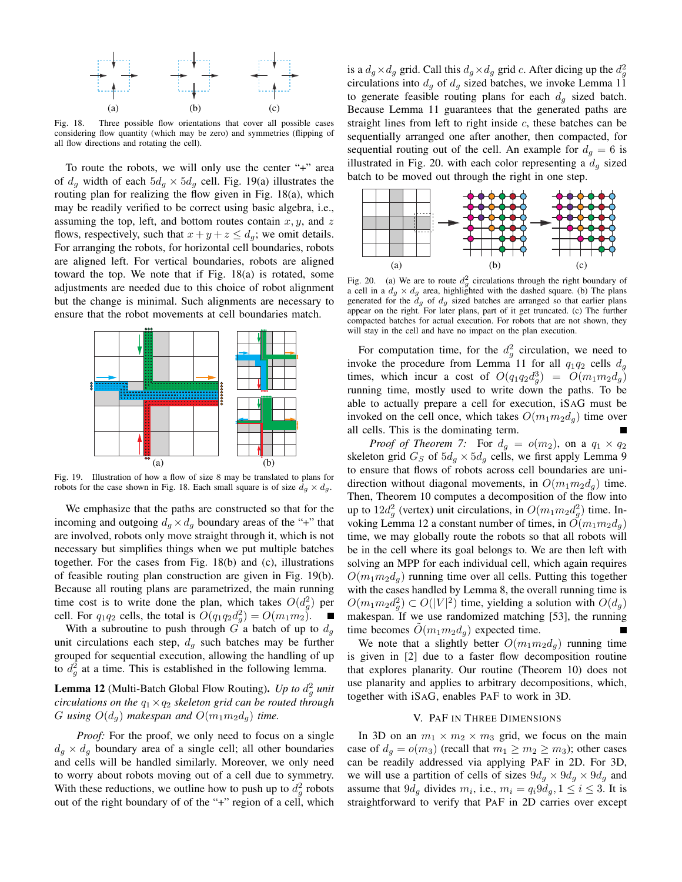Fig. 18. Three possible flow orientations that cover all possible cases considering flow quantity (which may be zero) and symmetries (flipping of all flow directions and rotating the cell).

To route the robots, we will only use the center "+" area of $d_g$ width of each $5d_g \times 5d_g$ cell. Fig. 19(a) illustrates the routing plan for realizing the flow given in Fig. 18(a), which may be readily verified to be correct using basic algebra, i.e., assuming the top, left, and bottom routes contain $x$, $y$, and $z$ flows, respectively, such that $x + y + z \leq d_g$; we omit details. For arranging the robots, for horizontal cell boundaries, robots are aligned left. For vertical boundaries, robots are aligned toward the top. We note that if Fig. 18(a) is rotated, some adjustments are needed due to this choice of robot alignment but the change is minimal. Such alignments are necessary to ensure that the robot movements at cell boundaries match.

Fig. 19. Illustration of how a flow of size 8 may be translated to plans for robots for the case shown in Fig. 18. Each small square is of size $d_g \times d_g$.

We emphasize that the paths are constructed so that for the incoming and outgoing $d_g \times d_g$ boundary areas of the "+" that are involved, robots only move straight through it, which is not necessary but simplifies things when we put multiple batches together. For the cases from Fig. 18(b) and (c), illustrations of feasible routing plan construction are given in Fig. 19(b). Because all routing plans are parametrized, the main running time cost is to write done the plan, which takes $O(d_g^2)$ per cell. For $q_1 q_2$ cells, the total is $O(q_1 q_2 d_g^2) = O(m_1 m_2)$. ∎

With a subroutine to push through $G$ a batch of up to $d_g$ unit circulations each step, $d_g$ such batches may be further grouped for sequential execution, allowing the handling of up to $d_g^2$ at a time. This is established in the following lemma.

**Lemma 12** (Multi-Batch Global Flow Routing). *Up to $d_g^2$ unit circulations on the $q_1 \times q_2$ skeleton grid can be routed through $G$ using $O(d_g)$ makespan and $O(m_1 m_2 d_g)$ time.*

*Proof:* For the proof, we only need to focus on a single $d_g \times d_g$ boundary area of a single cell; all other boundaries and cells will be handled similarly. Moreover, we only need to worry about robots moving out of a cell due to symmetry. With these reductions, we outline how to push up to $d_g^2$ robots out of the right boundary of of the "+" region of a cell, which is a $d_g \times d_g$ grid. Call this $d_g \times d_g$ grid $c$. After dicing up the $d_g^2$ circulations into $d_g$ of $d_g$ sized batches, we invoke Lemma 11 to generate feasible routing plans for each $d_g$ sized batch. Because Lemma 11 guarantees that the generated paths are straight lines from left to right inside $c$, these batches can be sequentially arranged one after another, then compacted, for sequential routing out of the cell. An example for $d_g = 6$ is illustrated in Fig. 20. with each color representing a $d_g$ sized batch to be moved out through the right in one step.

Fig. 20. (a) We are to route $d_g^2$ circulations through the right boundary of a cell in a $d_g \times d_g$ area, highlighted with the dashed square. (b) The plans generated for the $d_g$ of $d_g$ sized batches are arranged so that earlier plans appear on the right. For later plans, part of it get truncated. (c) The further compacted batches for actual execution. For robots that are not shown, they will stay in the cell and have no impact on the plan execution.

For computation time, for the $d_g^2$ circulation, we need to invoke the procedure from Lemma 11 for all $q_1 q_2$ cells $d_g$ times, which incur a cost of $O(q_1 q_2 d_g^3) = O(m_1 m_2 d_g)$ running time, mostly used to write down the paths. To be able to actually prepare a cell for execution, iSAG must be invoked on the cell once, which takes $O(m_1 m_2 d_g)$ time over all cells. This is the dominating term. ∎

*Proof of Theorem 7:* For $d_g = o(m_2)$, on a $q_1 \times q_2$ skeleton grid $G_S$ of $5d_g \times 5d_g$ cells, we first apply Lemma 9 to ensure that flows of robots across cell boundaries are uni-direction without diagonal movements, in $O(m_1 m_2 d_g)$ time. Then, Theorem 10 computes a decomposition of the flow into up to $12d_g^2$ (vertex) unit circulations, in $O(m_1 m_2 d_g^2)$ time. Invoking Lemma 12 a constant number of times, in $O(m_1 m_2 d_g)$ time, we may globally route the robots so that all robots will be in the cell where its goal belongs to. We are then left with solving an MPP for each individual cell, which again requires $O(m_1 m_2 d_g)$ running time over all cells. Putting this together with the cases handled by Lemma 8, the overall running time is $O(m_1 m_2 d_g^2) \subset O(|V|^2)$ time, yielding a solution with $O(d_g)$ makespan. If we use randomized matching [53], the running time becomes $\tilde{O}(m_1 m_2 d_g)$ expected time. ∎

We note that a slightly better $O(m_1 m_2 d_g)$ running time is given in [2] due to a faster flow decomposition routine that explores planarity. Our routine (Theorem 10) does not use planarity and applies to arbitrary decompositions, which, together with iSAG, enables PAF to work in 3D.

## V. PAF in Three Dimensions

In 3D on an $m_1 \times m_2 \times m_3$ grid, we focus on the main case of $d_g = o(m_3)$ (recall that $m_1 \geq m_2 \geq m_3$); other cases can be readily addressed via applying PAF in 2D. For 3D, we will use a partition of cells of sizes $9d_g \times 9d_g \times 9d_g$ and assume that $9d_g$ divides $m_i$, i.e., $m_i = q_i 9d_g, 1 \leq i \leq 3$. It is straightforward to verify that PAF in 2D carries over except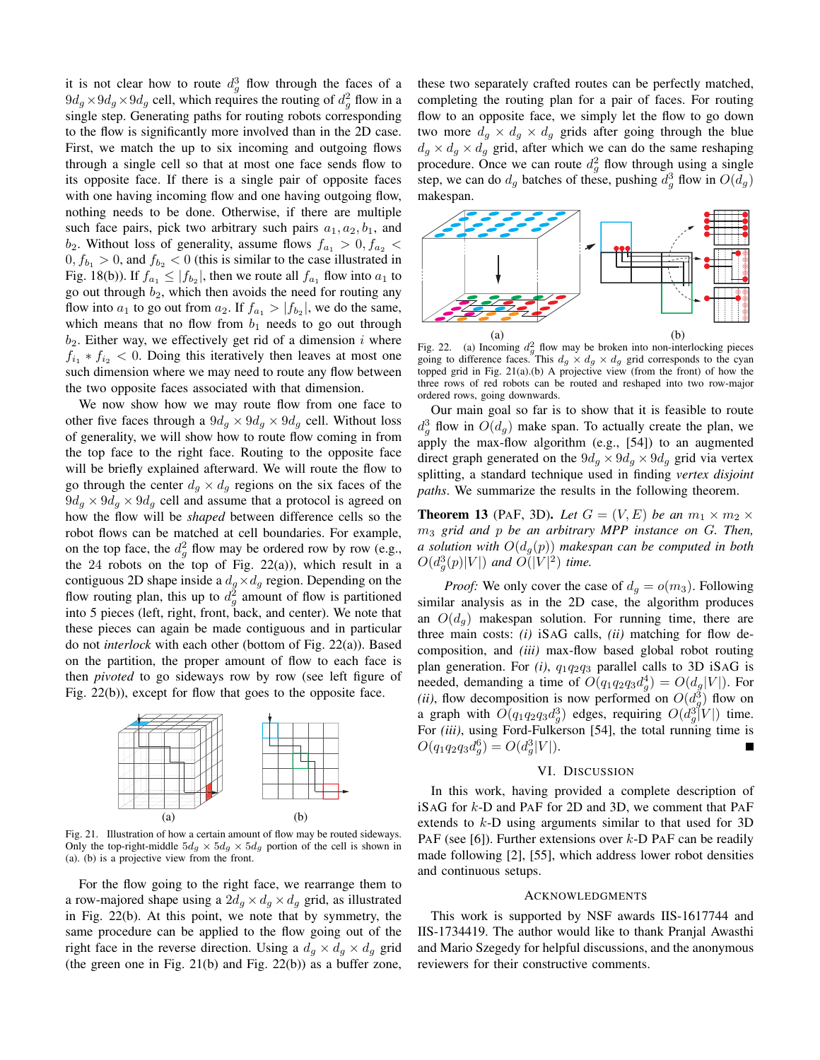it is not clear how to route $d_g^3$ flow through the faces of a $9d_g \times 9d_g \times 9d_g$ cell, which requires the routing of $d_g^2$ flow in a single step. Generating paths for routing robots corresponding to the flow is significantly more involved than in the 2D case. First, we match the up to six incoming and outgoing flows through a single cell so that at most one face sends flow to its opposite face. If there is a single pair of opposite faces with one having incoming flow and one having outgoing flow, nothing needs to be done. Otherwise, if there are multiple such face pairs, pick two arbitrary such pairs $a_1, a_2, b_1$, and $b_2$. Without loss of generality, assume flows $f_{a_1} > 0, f_{a_2} < 0, f_{b_1} > 0$, and $f_{b_2} < 0$ (this is similar to the case illustrated in Fig. 18(b)). If $f_{a_1} \le |f_{b_2}|$, then we route all $f_{a_1}$ flow into $a_1$ to go out through $b_2$, which then avoids the need for routing any flow into $a_1$ to go out from $a_2$. If $f_{a_1} > |f_{b_2}|$, we do the same, which means that no flow from $b_1$ needs to go out through $b_2$. Either way, we effectively get rid of a dimension $i$ where $f_{i_1} * f_{i_2} < 0$. Doing this iteratively then leaves at most one such dimension where we may need to route any flow between the two opposite faces associated with that dimension.

We now show how we may route flow from one face to other five faces through a $9d_g \times 9d_g \times 9d_g$ cell. Without loss of generality, we will show how to route flow coming in from the top face to the right face. Routing to the opposite face will be briefly explained afterward. We will route the flow to go through the center $d_g \times d_g$ regions on the six faces of the $9d_g \times 9d_g \times 9d_g$ cell and assume that a protocol is agreed on how the flow will be *shaped* between difference cells so the robot flows can be matched at cell boundaries. For example, on the top face, the $d_g^2$ flow may be ordered row by row (e.g., the 24 robots on the top of Fig. 22(a)), which result in a contiguous 2D shape inside a $d_g \times d_g$ region. Depending on the flow routing plan, this up to $d_g^2$ amount of flow is partitioned into 5 pieces (left, right, front, back, and center). We note that these pieces can again be made contiguous and in particular do not *interlock* with each other (bottom of Fig. 22(a)). Based on the partition, the proper amount of flow to each face is then *pivoted* to go sideways row by row (see left figure of Fig. 22(b)), except for flow that goes to the opposite face.

Fig. 21. Illustration of how a certain amount of flow may be routed sideways. Only the top-right-middle $5d_g \times 5d_g \times 5d_g$ portion of the cell is shown in (a). (b) is a projective view from the front.

For the flow going to the right face, we rearrange them to a row-majored shape using a $2d_g \times d_g \times d_g$ grid, as illustrated in Fig. 22(b). At this point, we note that by symmetry, the same procedure can be applied to the flow going out of the right face in the reverse direction. Using a $d_g \times d_g \times d_g$ grid (the green one in Fig. 21(b) and Fig. 22(b)) as a buffer zone, these two separately crafted routes can be perfectly matched, completing the routing plan for a pair of faces. For routing flow to an opposite face, we simply let the flow to go down two more $d_g \times d_g \times d_g$ grids after going through the blue $d_g \times d_g \times d_g$ grid, after which we can do the same reshaping procedure. Once we can route $d_g^2$ flow through using a single step, we can do $d_g$ batches of these, pushing $d_g^3$ flow in $O(d_g)$ makespan.

Fig. 22. (a) Incoming $d_g^2$ flow may be broken into non-interlocking pieces going to difference faces. This $d_g \times d_g \times d_g$ grid corresponds to the cyan topped grid in Fig. 21(a).(b) A projective view (from the front) of how the three rows of red robots can be routed and reshaped into two row-major ordered rows, going downwards.

Our main goal so far is to show that it is feasible to route $d_g^3$ flow in $O(d_g)$ make span. To actually create the plan, we apply the max-flow algorithm (e.g., [54]) to an augmented direct graph generated on the $9d_g \times 9d_g \times 9d_g$ grid via vertex splitting, a standard technique used in finding *vertex disjoint paths*. We summarize the results in the following theorem.

**Theorem 13** (PAF, 3D). *Let $G = (V, E)$ be an $m_1 \times m_2 \times m_3$ grid and $p$ be an arbitrary MPP instance on $G$. Then, a solution with $O(d_g(p))$ makespan can be computed in both $O(d_g^3(p)|V|)$ and $O(|V|^2)$ time.*

*Proof:* We only cover the case of $d_g = o(m_3)$. Following similar analysis as in the 2D case, the algorithm produces an $O(d_g)$ makespan solution. For running time, there are three main costs: *(i)* iSAG calls, *(ii)* matching for flow decomposition, and *(iii)* max-flow based global robot routing plan generation. For *(i)*, $q_1q_2q_3$ parallel calls to 3D iSAG is needed, demanding a time of $O(q_1q_2q_3d_g^4) = O(d_g|V|)$. For *(ii)*, flow decomposition is now performed on $O(d_g^3)$ flow on a graph with $O(q_1q_2q_3d_g^3)$ edges, requiring $O(d_g^3|V|)$ time. For *(iii)*, using Ford-Fulkerson [54], the total running time is $O(q_1q_2q_3d_g^6) = O(d_g^3|V|)$. ■

## VI. Discussion

In this work, having provided a complete description of iSAG for $k$-D and PAF for 2D and 3D, we comment that PAF extends to $k$-D using arguments similar to that used for 3D PAF (see [6]). Further extensions over $k$-D PAF can be readily made following [2], [55], which address lower robot densities and continuous setups.

## Acknowledgments

This work is supported by NSF awards IIS-1617744 and IIS-1734419. The author would like to thank Pranjal Awasthi and Mario Szegedy for helpful discussions, and the anonymous reviewers for their constructive comments.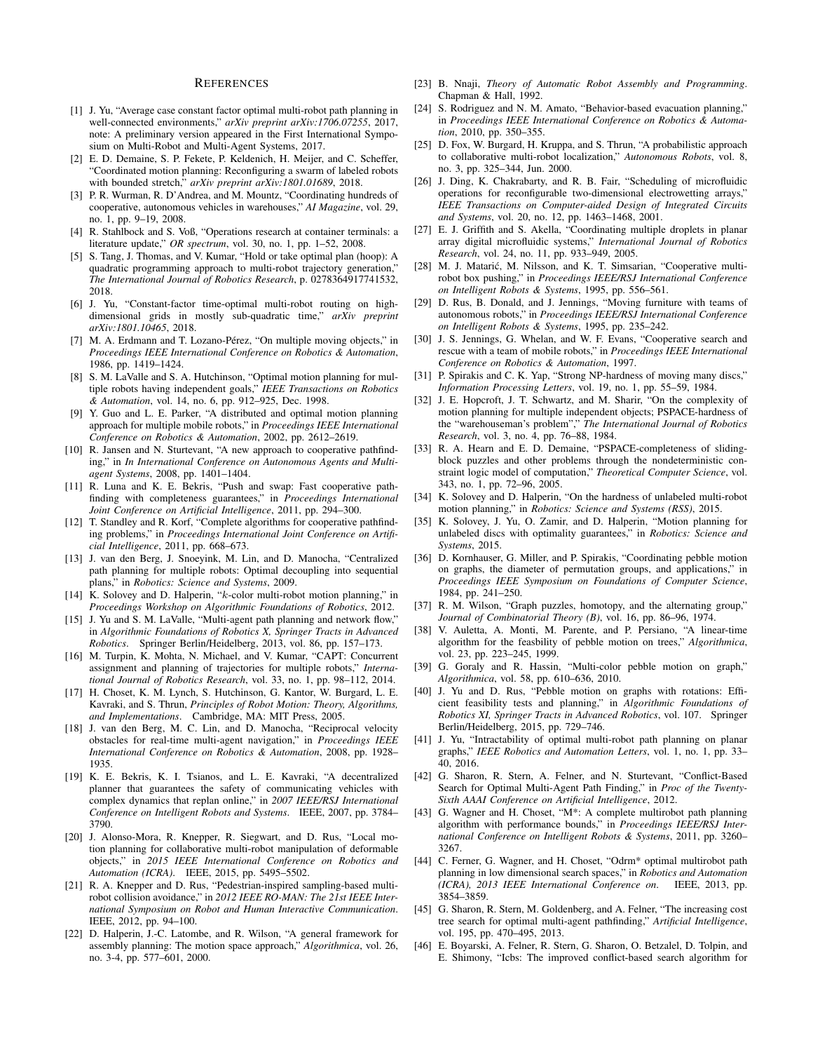## REFERENCES

[1] J. Yu, "Average case constant factor optimal multi-robot path planning in well-connected environments," *arXiv preprint arXiv:1706.07255*, 2017, note: A preliminary version appeared in the First International Symposium on Multi-Robot and Multi-Agent Systems, 2017.

[2] E. D. Demaine, S. P. Fekete, P. Keldenich, H. Meijer, and C. Scheffer, "Coordinated motion planning: Reconfiguring a swarm of labeled robots with bounded stretch," *arXiv preprint arXiv:1801.01689*, 2018.

[3] P. R. Wurman, R. D'Andrea, and M. Mountz, "Coordinating hundreds of cooperative, autonomous vehicles in warehouses," *AI Magazine*, vol. 29, no. 1, pp. 9–19, 2008.

[4] R. Stahlbock and S. Voß, "Operations research at container terminals: a literature update," *OR spectrum*, vol. 30, no. 1, pp. 1–52, 2008.

[5] S. Tang, J. Thomas, and V. Kumar, "Hold or take optimal plan (hoop): A quadratic programming approach to multi-robot trajectory generation," *The International Journal of Robotics Research*, p. 0278364917741532, 2018.

[6] J. Yu, "Constant-factor time-optimal multi-robot routing on high-dimensional grids in mostly sub-quadratic time," *arXiv preprint arXiv:1801.10465*, 2018.

[7] M. A. Erdmann and T. Lozano-Pérez, "On multiple moving objects," in *Proceedings IEEE International Conference on Robotics & Automation*, 1986, pp. 1419–1424.

[8] S. M. LaValle and S. A. Hutchinson, "Optimal motion planning for multiple robots having independent goals," *IEEE Transactions on Robotics & Automation*, vol. 14, no. 6, pp. 912–925, Dec. 1998.

[9] Y. Guo and L. E. Parker, "A distributed and optimal motion planning approach for multiple mobile robots," in *Proceedings IEEE International Conference on Robotics & Automation*, 2002, pp. 2612–2619.

[10] R. Jansen and N. Sturtevant, "A new approach to cooperative pathfinding," in *In International Conference on Autonomous Agents and Multiagent Systems*, 2008, pp. 1401–1404.

[11] R. Luna and K. E. Bekris, "Push and swap: Fast cooperative pathfinding with completeness guarantees," in *Proceedings International Joint Conference on Artificial Intelligence*, 2011, pp. 294–300.

[12] T. Standley and R. Korf, "Complete algorithms for cooperative pathfinding problems," in *Proceedings International Joint Conference on Artificial Intelligence*, 2011, pp. 668–673.

[13] J. van den Berg, J. Snoeyink, M. Lin, and D. Manocha, "Centralized path planning for multiple robots: Optimal decoupling into sequential plans," in *Robotics: Science and Systems*, 2009.

[14] K. Solovey and D. Halperin, "$k$-color multi-robot motion planning," in *Proceedings Workshop on Algorithmic Foundations of Robotics*, 2012.

[15] J. Yu and S. M. LaValle, "Multi-agent path planning and network flow," in *Algorithmic Foundations of Robotics X, Springer Tracts in Advanced Robotics*. Springer Berlin/Heidelberg, 2013, vol. 86, pp. 157–173.

[16] M. Turpin, K. Mohta, N. Michael, and V. Kumar, "CAPT: Concurrent assignment and planning of trajectories for multiple robots," *International Journal of Robotics Research*, vol. 33, no. 1, pp. 98–112, 2014.

[17] H. Choset, K. M. Lynch, S. Hutchinson, G. Kantor, W. Burgard, L. E. Kavraki, and S. Thrun, *Principles of Robot Motion: Theory, Algorithms, and Implementations*. Cambridge, MA: MIT Press, 2005.

[18] J. van den Berg, M. C. Lin, and D. Manocha, "Reciprocal velocity obstacles for real-time multi-agent navigation," in *Proceedings IEEE International Conference on Robotics & Automation*, 2008, pp. 1928–1935.

[19] K. E. Bekris, K. I. Tsianos, and L. E. Kavraki, "A decentralized planner that guarantees the safety of communicating vehicles with complex dynamics that replan online," in *2007 IEEE/RSJ International Conference on Intelligent Robots and Systems*. IEEE, 2007, pp. 3784–3790.

[20] J. Alonso-Mora, R. Knepper, R. Siegwart, and D. Rus, "Local motion planning for collaborative multi-robot manipulation of deformable objects," in *2015 IEEE International Conference on Robotics and Automation (ICRA)*. IEEE, 2015, pp. 5495–5502.

[21] R. A. Knepper and D. Rus, "Pedestrian-inspired sampling-based multi-robot collision avoidance," in *2012 IEEE RO-MAN: The 21st IEEE International Symposium on Robot and Human Interactive Communication*. IEEE, 2012, pp. 94–100.

[22] D. Halperin, J.-C. Latombe, and R. Wilson, "A general framework for assembly planning: The motion space approach," *Algorithmica*, vol. 26, no. 3-4, pp. 577–601, 2000.

[23] B. Nnaji, *Theory of Automatic Robot Assembly and Programming*. Chapman & Hall, 1992.

[24] S. Rodriguez and N. M. Amato, "Behavior-based evacuation planning," in *Proceedings IEEE International Conference on Robotics & Automation*, 2010, pp. 350–355.

[25] D. Fox, W. Burgard, H. Kruppa, and S. Thrun, "A probabilistic approach to collaborative multi-robot localization," *Autonomous Robots*, vol. 8, no. 3, pp. 325–344, Jun. 2000.

[26] J. Ding, K. Chakrabarty, and R. B. Fair, "Scheduling of microfluidic operations for reconfigurable two-dimensional electrowetting arrays," *IEEE Transactions on Computer-aided Design of Integrated Circuits and Systems*, vol. 20, no. 12, pp. 1463–1468, 2001.

[27] E. J. Griffith and S. Akella, "Coordinating multiple droplets in planar array digital microfluidic systems," *International Journal of Robotics Research*, vol. 24, no. 11, pp. 933–949, 2005.

[28] M. J. Matarić, M. Nilsson, and K. T. Simsarian, "Cooperative multi-robot box pushing," in *Proceedings IEEE/RSJ International Conference on Intelligent Robots & Systems*, 1995, pp. 556–561.

[29] D. Rus, B. Donald, and J. Jennings, "Moving furniture with teams of autonomous robots," in *Proceedings IEEE/RSJ International Conference on Intelligent Robots & Systems*, 1995, pp. 235–242.

[30] J. S. Jennings, G. Whelan, and W. F. Evans, "Cooperative search and rescue with a team of mobile robots," in *Proceedings IEEE International Conference on Robotics & Automation*, 1997.

[31] P. Spirakis and C. K. Yap, "Strong NP-hardness of moving many discs," *Information Processing Letters*, vol. 19, no. 1, pp. 55–59, 1984.

[32] J. E. Hopcroft, J. T. Schwartz, and M. Sharir, "On the complexity of motion planning for multiple independent objects; PSPACE-hardness of the "warehouseman's problem"," *The International Journal of Robotics Research*, vol. 3, no. 4, pp. 76–88, 1984.

[33] R. A. Hearn and E. D. Demaine, "PSPACE-completeness of sliding-block puzzles and other problems through the nondeterministic constraint logic model of computation," *Theoretical Computer Science*, vol. 343, no. 1, pp. 72–96, 2005.

[34] K. Solovey and D. Halperin, "On the hardness of unlabeled multi-robot motion planning," in *Robotics: Science and Systems (RSS)*, 2015.

[35] K. Solovey, J. Yu, O. Zamir, and D. Halperin, "Motion planning for unlabeled discs with optimality guarantees," in *Robotics: Science and Systems*, 2015.

[36] D. Kornhauser, G. Miller, and P. Spirakis, "Coordinating pebble motion on graphs, the diameter of permutation groups, and applications," in *Proceedings IEEE Symposium on Foundations of Computer Science*, 1984, pp. 241–250.

[37] R. M. Wilson, "Graph puzzles, homotopy, and the alternating group," *Journal of Combinatorial Theory (B)*, vol. 16, pp. 86–96, 1974.

[38] V. Auletta, A. Monti, M. Parente, and P. Persiano, "A linear-time algorithm for the feasibility of pebble motion on trees," *Algorithmica*, vol. 23, pp. 223–245, 1999.

[39] G. Goraly and R. Hassin, "Multi-color pebble motion on graph," *Algorithmica*, vol. 58, pp. 610–636, 2010.

[40] J. Yu and D. Rus, "Pebble motion on graphs with rotations: Efficient feasibility tests and planning," in *Algorithmic Foundations of Robotics XI, Springer Tracts in Advanced Robotics*, vol. 107. Springer Berlin/Heidelberg, 2015, pp. 729–746.

[41] J. Yu, "Intractability of optimal multi-robot path planning on planar graphs," *IEEE Robotics and Automation Letters*, vol. 1, no. 1, pp. 33–40, 2016.

[42] G. Sharon, R. Stern, A. Felner, and N. Sturtevant, "Conflict-Based Search for Optimal Multi-Agent Path Finding," in *Proc of the Twenty-Sixth AAAI Conference on Artificial Intelligence*, 2012.

[43] G. Wagner and H. Choset, "M*: A complete multirobot path planning algorithm with performance bounds," in *Proceedings IEEE/RSJ International Conference on Intelligent Robots & Systems*, 2011, pp. 3260–3267.

[44] C. Ferner, G. Wagner, and H. Choset, "Odrm* optimal multirobot path planning in low dimensional search spaces," in *Robotics and Automation (ICRA), 2013 IEEE International Conference on*. IEEE, 2013, pp. 3854–3859.

[45] G. Sharon, R. Stern, M. Goldenberg, and A. Felner, "The increasing cost tree search for optimal multi-agent pathfinding," *Artificial Intelligence*, vol. 195, pp. 470–495, 2013.

[46] E. Boyarski, A. Felner, R. Stern, G. Sharon, O. Betzalel, D. Tolpin, and E. Shimony, "Icbs: The improved conflict-based search algorithm for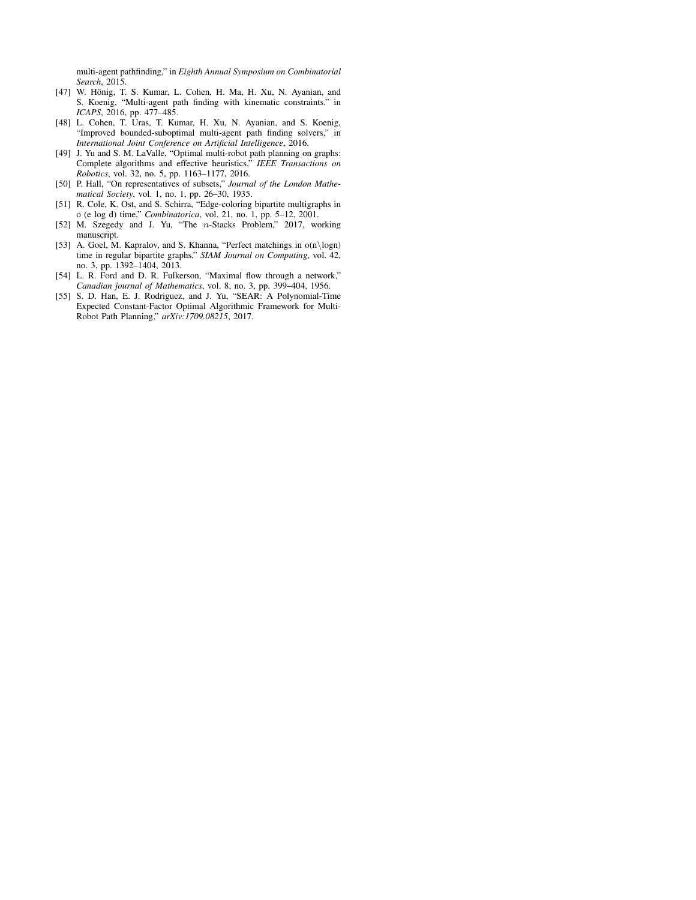multi-agent pathfinding," in *Eighth Annual Symposium on Combinatorial Search*, 2015.

[47] W. Hönig, T. S. Kumar, L. Cohen, H. Ma, H. Xu, N. Ayanian, and S. Koenig, "Multi-agent path finding with kinematic constraints." in *ICAPS*, 2016, pp. 477–485.

[48] L. Cohen, T. Uras, T. Kumar, H. Xu, N. Ayanian, and S. Koenig, "Improved bounded-suboptimal multi-agent path finding solvers," in *International Joint Conference on Artificial Intelligence*, 2016.

[49] J. Yu and S. M. LaValle, "Optimal multi-robot path planning on graphs: Complete algorithms and effective heuristics," *IEEE Transactions on Robotics*, vol. 32, no. 5, pp. 1163–1177, 2016.

[50] P. Hall, "On representatives of subsets," *Journal of the London Mathematical Society*, vol. 1, no. 1, pp. 26–30, 1935.

[51] R. Cole, K. Ost, and S. Schirra, "Edge-coloring bipartite multigraphs in o (e log d) time," *Combinatorica*, vol. 21, no. 1, pp. 5–12, 2001.

[52] M. Szegedy and J. Yu, "The $n$-Stacks Problem," 2017, working manuscript.

[53] A. Goel, M. Kapralov, and S. Khanna, "Perfect matchings in o(n\logn) time in regular bipartite graphs," *SIAM Journal on Computing*, vol. 42, no. 3, pp. 1392–1404, 2013.

[54] L. R. Ford and D. R. Fulkerson, "Maximal flow through a network," *Canadian journal of Mathematics*, vol. 8, no. 3, pp. 399–404, 1956.

[55] S. D. Han, E. J. Rodriguez, and J. Yu, "SEAR: A Polynomial-Time Expected Constant-Factor Optimal Algorithmic Framework for Multi-Robot Path Planning," *arXiv:1709.08215*, 2017.